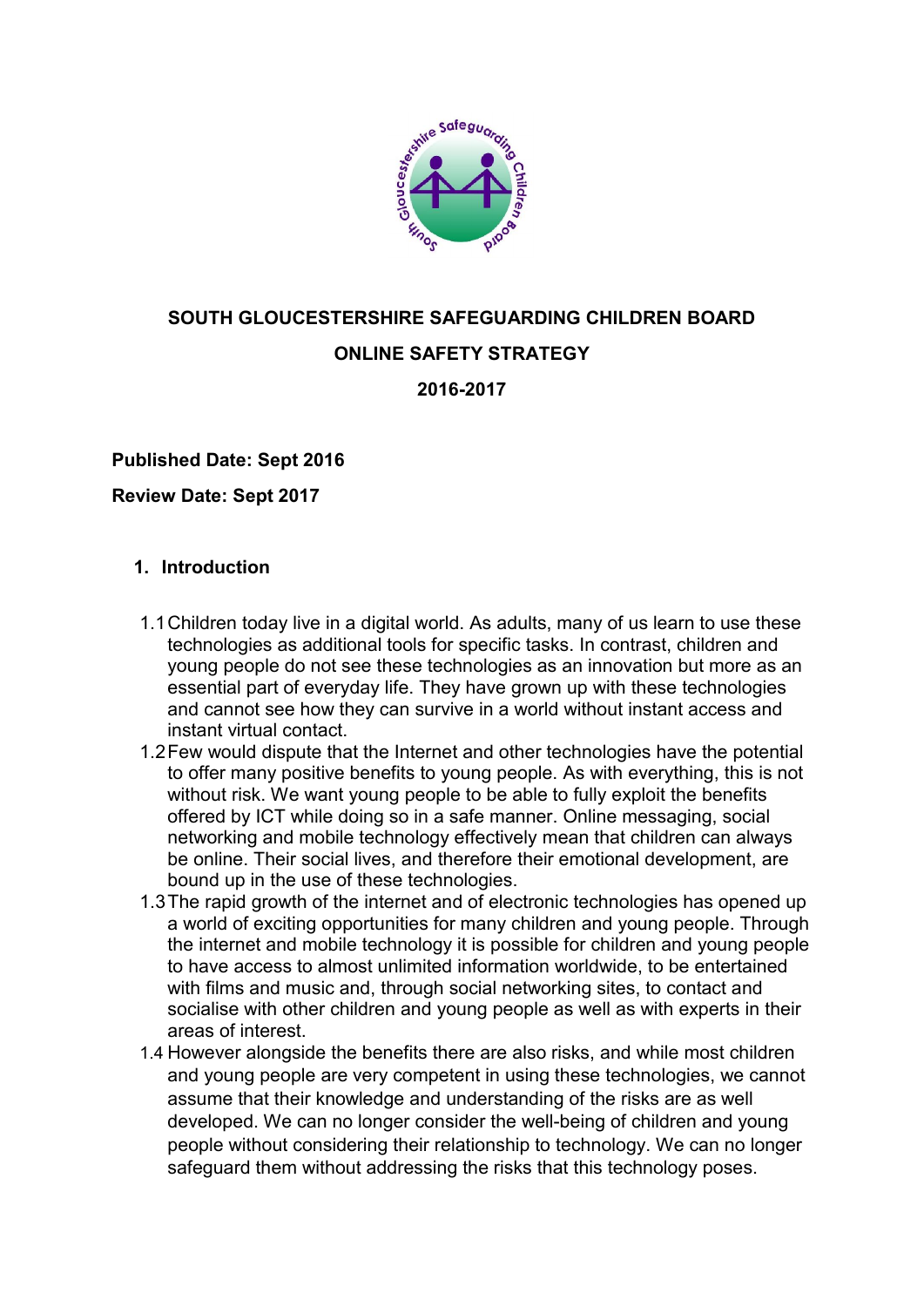# SOUTH GLOUCESTERSHIRE SAFEGUARDING CHILDREN BOARD

## ONLINE SAFETY STRATEGY

## 2016-2017

**Published Date: Sept 2016**

**Review Date: Sept 2017**

### 1. Introduction

1.1 Children today live in a digital world. As adults, many of us learn to use these technologies as additional tools for specific tasks. In contrast, children and young people do not see these technologies as an innovation but more as an essential part of everyday life. They have grown up with these technologies and cannot see how they can survive in a world without instant access and instant virtual contact.

1.2 Few would dispute that the Internet and other technologies have the potential to offer many positive benefits to young people. As with everything, this is not without risk. We want young people to be able to fully exploit the benefits offered by ICT while doing so in a safe manner. Online messaging, social networking and mobile technology effectively mean that children can always be online. Their social lives, and therefore their emotional development, are bound up in the use of these technologies.

1.3 The rapid growth of the internet and of electronic technologies has opened up a world of exciting opportunities for many children and young people. Through the internet and mobile technology it is possible for children and young people to have access to almost unlimited information worldwide, to be entertained with films and music and, through social networking sites, to contact and socialise with other children and young people as well as with experts in their areas of interest.

1.4 However alongside the benefits there are also risks, and while most children and young people are very competent in using these technologies, we cannot assume that their knowledge and understanding of the risks are as well developed. We can no longer consider the well-being of children and young people without considering their relationship to technology. We can no longer safeguard them without addressing the risks that this technology poses.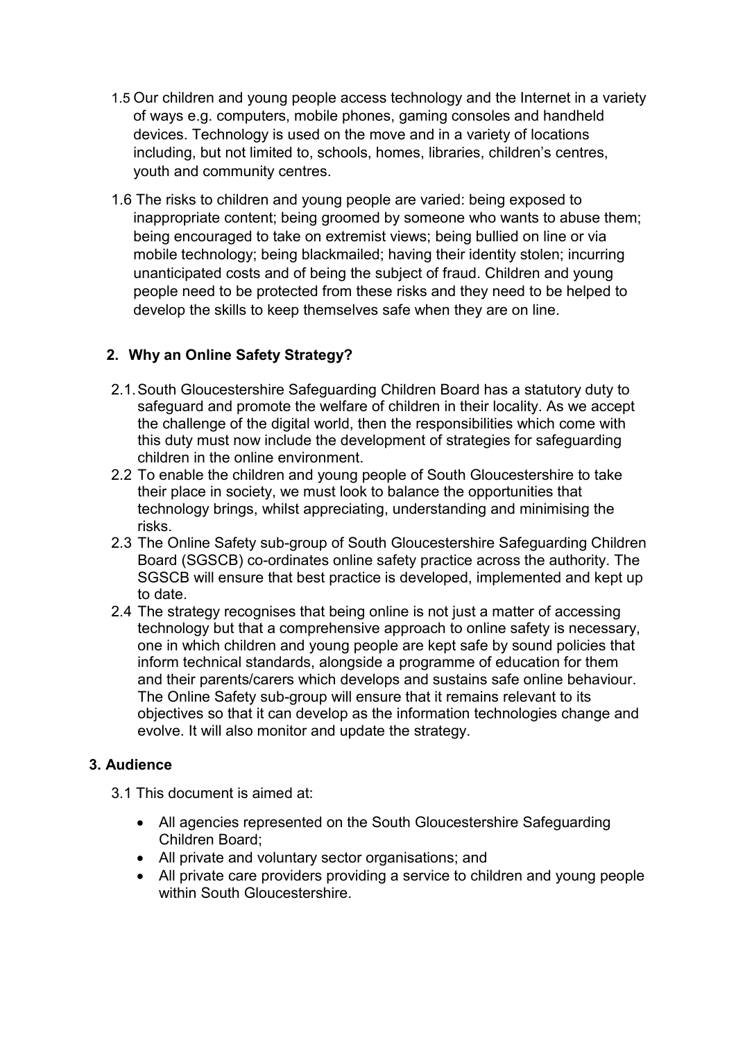1.5 Our children and young people access technology and the Internet in a variety of ways e.g. computers, mobile phones, gaming consoles and handheld devices. Technology is used on the move and in a variety of locations including, but not limited to, schools, homes, libraries, children's centres, youth and community centres.

1.6 The risks to children and young people are varied: being exposed to inappropriate content; being groomed by someone who wants to abuse them; being encouraged to take on extremist views; being bullied on line or via mobile technology; being blackmailed; having their identity stolen; incurring unanticipated costs and of being the subject of fraud. Children and young people need to be protected from these risks and they need to be helped to develop the skills to keep themselves safe when they are on line.

## 2. Why an Online Safety Strategy?

2.1. South Gloucestershire Safeguarding Children Board has a statutory duty to safeguard and promote the welfare of children in their locality. As we accept the challenge of the digital world, then the responsibilities which come with this duty must now include the development of strategies for safeguarding children in the online environment.

2.2 To enable the children and young people of South Gloucestershire to take their place in society, we must look to balance the opportunities that technology brings, whilst appreciating, understanding and minimising the risks.

2.3 The Online Safety sub-group of South Gloucestershire Safeguarding Children Board (SGSCB) co-ordinates online safety practice across the authority. The SGSCB will ensure that best practice is developed, implemented and kept up to date.

2.4 The strategy recognises that being online is not just a matter of accessing technology but that a comprehensive approach to online safety is necessary, one in which children and young people are kept safe by sound policies that inform technical standards, alongside a programme of education for them and their parents/carers which develops and sustains safe online behaviour. The Online Safety sub-group will ensure that it remains relevant to its objectives so that it can develop as the information technologies change and evolve. It will also monitor and update the strategy.

## 3. Audience

3.1 This document is aimed at:

- All agencies represented on the South Gloucestershire Safeguarding Children Board;
- All private and voluntary sector organisations; and
- All private care providers providing a service to children and young people within South Gloucestershire.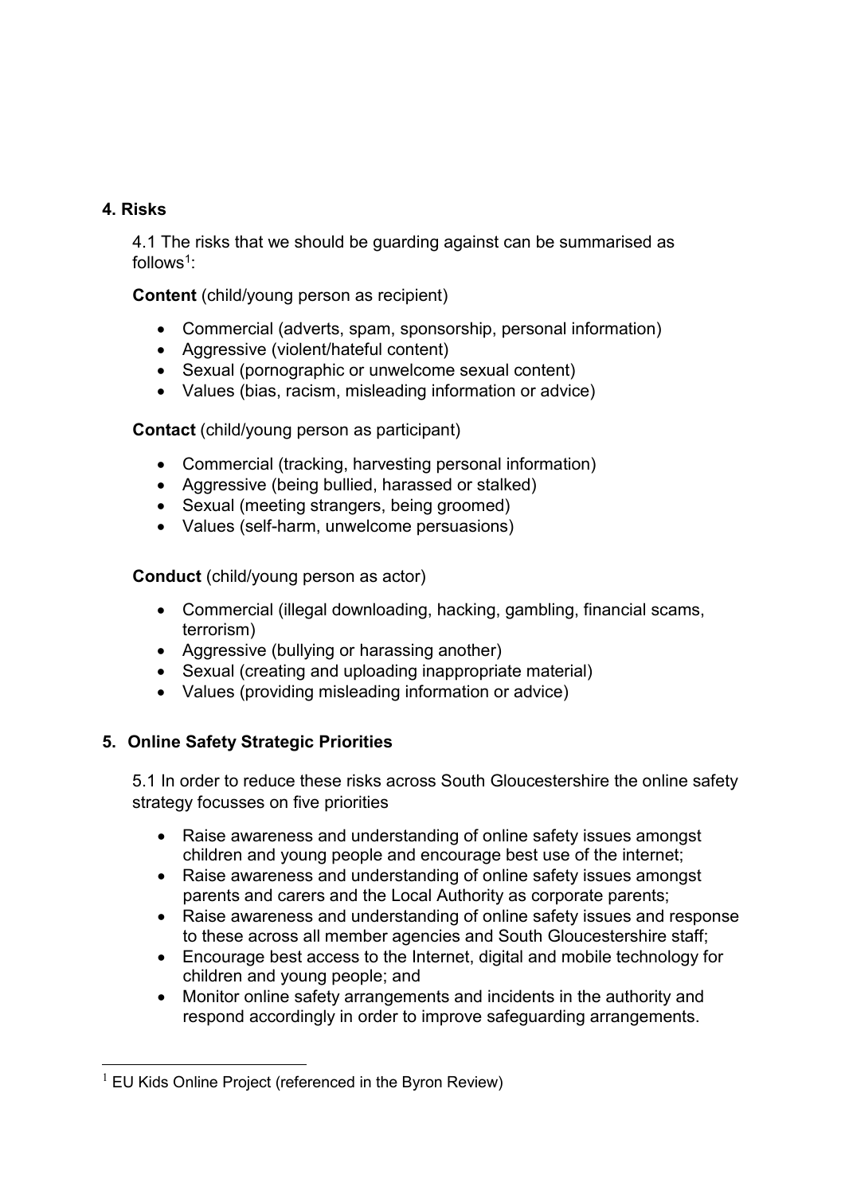## 4. Risks

4.1 The risks that we should be guarding against can be summarised as follows[1]:

**Content** (child/young person as recipient)

- Commercial (adverts, spam, sponsorship, personal information)
- Aggressive (violent/hateful content)
- Sexual (pornographic or unwelcome sexual content)
- Values (bias, racism, misleading information or advice)

**Contact** (child/young person as participant)

- Commercial (tracking, harvesting personal information)
- Aggressive (being bullied, harassed or stalked)
- Sexual (meeting strangers, being groomed)
- Values (self-harm, unwelcome persuasions)

**Conduct** (child/young person as actor)

- Commercial (illegal downloading, hacking, gambling, financial scams, terrorism)
- Aggressive (bullying or harassing another)
- Sexual (creating and uploading inappropriate material)
- Values (providing misleading information or advice)

## 5. Online Safety Strategic Priorities

5.1 In order to reduce these risks across South Gloucestershire the online safety strategy focusses on five priorities

- Raise awareness and understanding of online safety issues amongst children and young people and encourage best use of the internet;
- Raise awareness and understanding of online safety issues amongst parents and carers and the Local Authority as corporate parents;
- Raise awareness and understanding of online safety issues and response to these across all member agencies and South Gloucestershire staff;
- Encourage best access to the Internet, digital and mobile technology for children and young people; and
- Monitor online safety arrangements and incidents in the authority and respond accordingly in order to improve safeguarding arrangements.

---

[1] EU Kids Online Project (referenced in the Byron Review)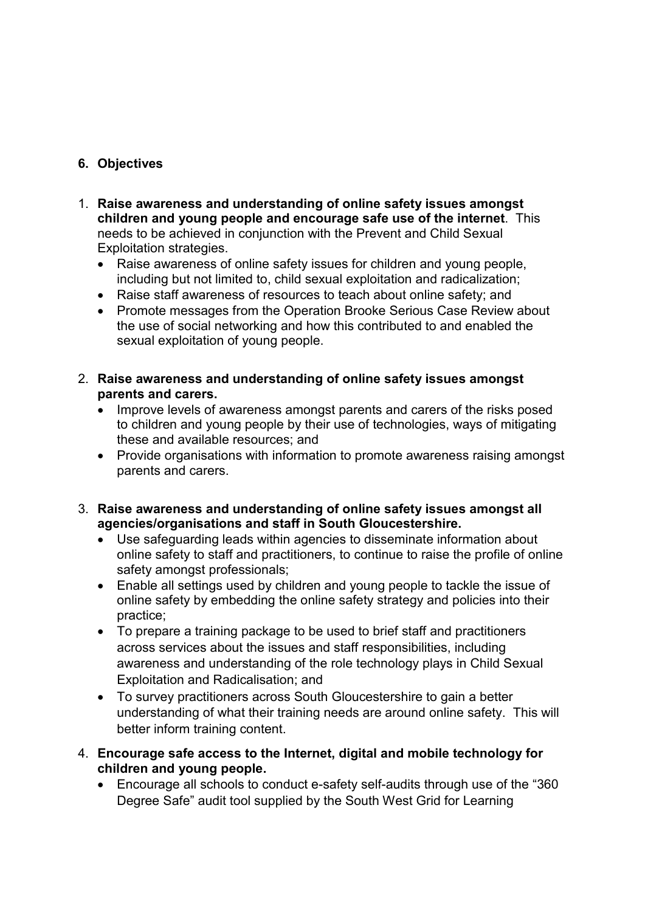## 6. Objectives

1. **Raise awareness and understanding of online safety issues amongst children and young people and encourage safe use of the internet**. This needs to be achieved in conjunction with the Prevent and Child Sexual Exploitation strategies.
   - Raise awareness of online safety issues for children and young people, including but not limited to, child sexual exploitation and radicalization;
   - Raise staff awareness of resources to teach about online safety; and
   - Promote messages from the Operation Brooke Serious Case Review about the use of social networking and how this contributed to and enabled the sexual exploitation of young people.

2. **Raise awareness and understanding of online safety issues amongst parents and carers.**
   - Improve levels of awareness amongst parents and carers of the risks posed to children and young people by their use of technologies, ways of mitigating these and available resources; and
   - Provide organisations with information to promote awareness raising amongst parents and carers.

3. **Raise awareness and understanding of online safety issues amongst all agencies/organisations and staff in South Gloucestershire.**
   - Use safeguarding leads within agencies to disseminate information about online safety to staff and practitioners, to continue to raise the profile of online safety amongst professionals;
   - Enable all settings used by children and young people to tackle the issue of online safety by embedding the online safety strategy and policies into their practice;
   - To prepare a training package to be used to brief staff and practitioners across services about the issues and staff responsibilities, including awareness and understanding of the role technology plays in Child Sexual Exploitation and Radicalisation; and
   - To survey practitioners across South Gloucestershire to gain a better understanding of what their training needs are around online safety. This will better inform training content.

4. **Encourage safe access to the Internet, digital and mobile technology for children and young people.**
   - Encourage all schools to conduct e-safety self-audits through use of the "360 Degree Safe" audit tool supplied by the South West Grid for Learning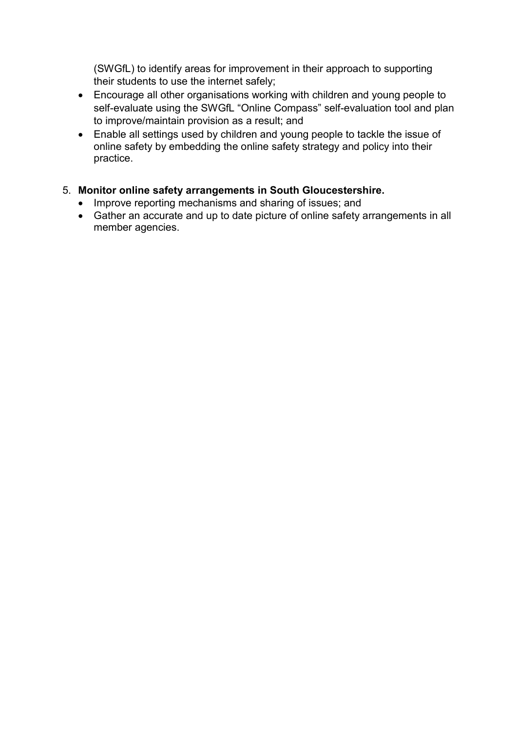(SWGfL) to identify areas for improvement in their approach to supporting their students to use the internet safely;

- Encourage all other organisations working with children and young people to self-evaluate using the SWGfL "Online Compass" self-evaluation tool and plan to improve/maintain provision as a result; and
- Enable all settings used by children and young people to tackle the issue of online safety by embedding the online safety strategy and policy into their practice.

5. **Monitor online safety arrangements in South Gloucestershire.**
   - Improve reporting mechanisms and sharing of issues; and
   - Gather an accurate and up to date picture of online safety arrangements in all member agencies.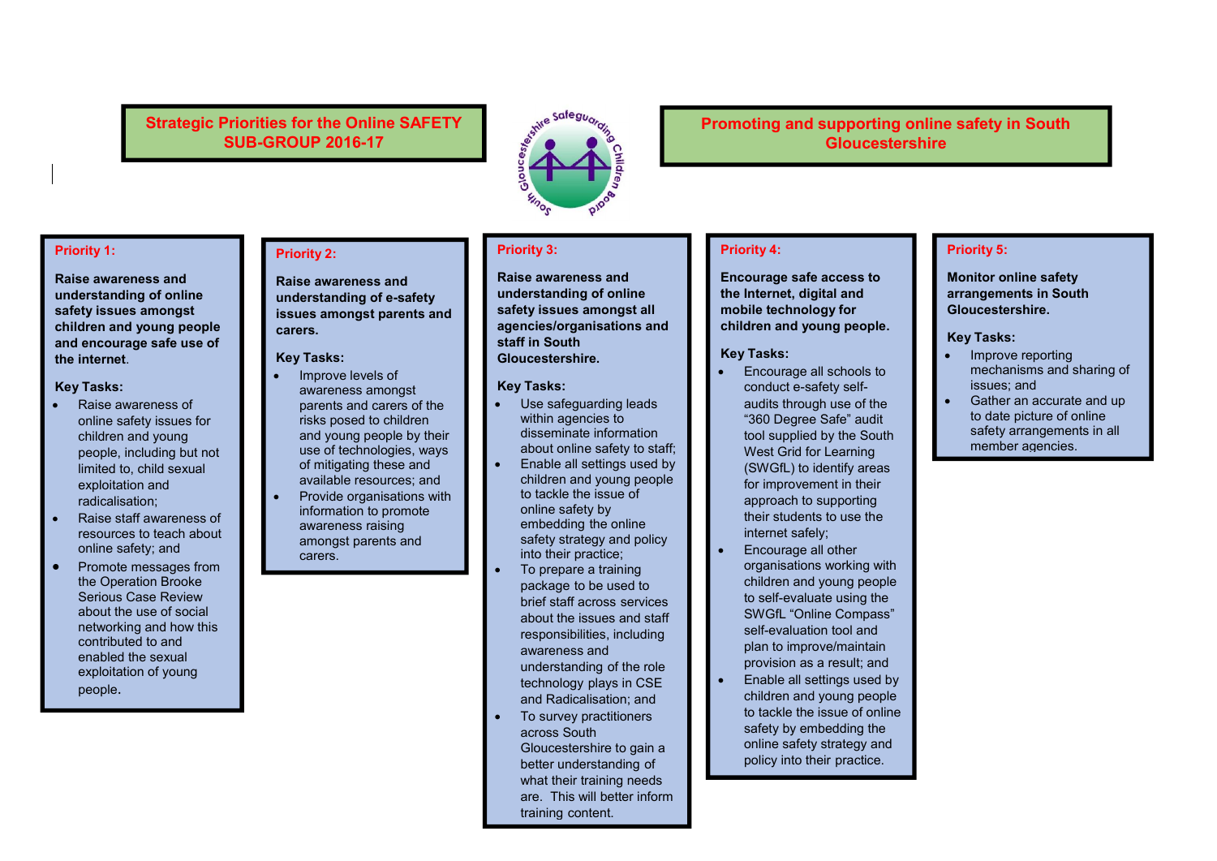## Strategic Priorities for the Online SAFETY SUB-GROUP 2016-17

## Promoting and supporting online safety in South Gloucestershire

### Priority 1:

**Raise awareness and understanding of online safety issues amongst children and young people and encourage safe use of the internet.**

**Key Tasks:**

- Raise awareness of online safety issues for children and young people, including but not limited to, child sexual exploitation and radicalisation;
- Raise staff awareness of resources to teach about online safety; and
- Promote messages from the Operation Brooke Serious Case Review about the use of social networking and how this contributed to and enabled the sexual exploitation of young people.

### Priority 2:

**Raise awareness and understanding of e-safety issues amongst parents and carers.**

**Key Tasks:**

- Improve levels of awareness amongst parents and carers of the risks posed to children and young people by their use of technologies, ways of mitigating these and available resources; and
- Provide organisations with information to promote awareness raising amongst parents and carers.

### Priority 3:

**Raise awareness and understanding of online safety issues amongst all agencies/organisations and staff in South Gloucestershire.**

**Key Tasks:**

- Use safeguarding leads within agencies to disseminate information about online safety to staff;
- Enable all settings used by children and young people to tackle the issue of online safety by embedding the online safety strategy and policy into their practice;
- To prepare a training package to be used to brief staff across services about the issues and staff responsibilities, including awareness and understanding of the role technology plays in CSE and Radicalisation; and
- To survey practitioners across South Gloucestershire to gain a better understanding of what their training needs are. This will better inform training content.

### Priority 4:

**Encourage safe access to the Internet, digital and mobile technology for children and young people.**

**Key Tasks:**

- Encourage all schools to conduct e-safety self-audits through use of the "360 Degree Safe" audit tool supplied by the South West Grid for Learning (SWGfL) to identify areas for improvement in their approach to supporting their students to use the internet safely;
- Encourage all other organisations working with children and young people to self-evaluate using the SWGfL "Online Compass" self-evaluation tool and plan to improve/maintain provision as a result; and
- Enable all settings used by children and young people to tackle the issue of online safety by embedding the online safety strategy and policy into their practice.

### Priority 5:

**Monitor online safety arrangements in South Gloucestershire.**

**Key Tasks:**

- Improve reporting mechanisms and sharing of issues; and
- Gather an accurate and up to date picture of online safety arrangements in all member agencies.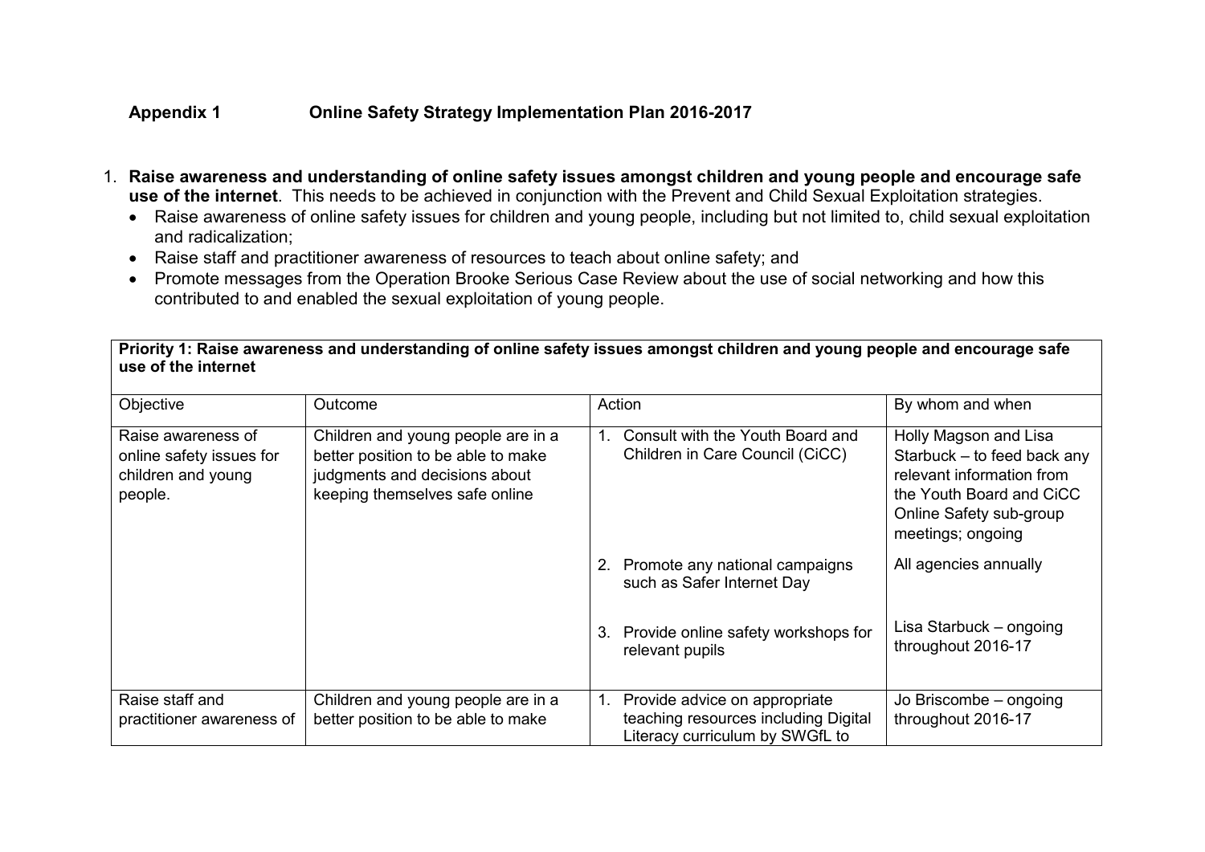**Appendix 1 Online Safety Strategy Implementation Plan 2016-2017**

1. **Raise awareness and understanding of online safety issues amongst children and young people and encourage safe use of the internet**. This needs to be achieved in conjunction with the Prevent and Child Sexual Exploitation strategies.
   - Raise awareness of online safety issues for children and young people, including but not limited to, child sexual exploitation and radicalization;
   - Raise staff and practitioner awareness of resources to teach about online safety; and
   - Promote messages from the Operation Brooke Serious Case Review about the use of social networking and how this contributed to and enabled the sexual exploitation of young people.

| **Priority 1: Raise awareness and understanding of online safety issues amongst children and young people and encourage safe use of the internet** | | | |
|---|---|---|---|
| Objective | Outcome | Action | By whom and when |
| Raise awareness of online safety issues for children and young people. | Children and young people are in a better position to be able to make judgments and decisions about keeping themselves safe online | 1. Consult with the Youth Board and Children in Care Council (CiCC) | Holly Magson and Lisa Starbuck – to feed back any relevant information from the Youth Board and CiCC Online Safety sub-group meetings; ongoing |
| | | 2. Promote any national campaigns such as Safer Internet Day | All agencies annually |
| | | 3. Provide online safety workshops for relevant pupils | Lisa Starbuck – ongoing throughout 2016-17 |
| Raise staff and practitioner awareness of | Children and young people are in a better position to be able to make | 1. Provide advice on appropriate teaching resources including Digital Literacy curriculum by SWGfL to | Jo Briscombe – ongoing throughout 2016-17 |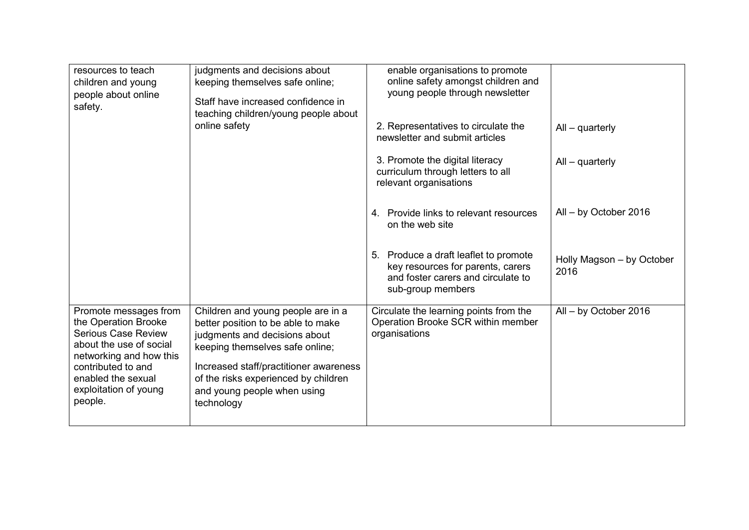| | | | |
|---|---|---|---|
| resources to teach children and young people about online safety. | judgments and decisions about keeping themselves safe online;<br><br>Staff have increased confidence in teaching children/young people about online safety | enable organisations to promote online safety amongst children and young people through newsletter<br><br>2. Representatives to circulate the newsletter and submit articles<br><br>3. Promote the digital literacy curriculum through letters to all relevant organisations<br><br>4. Provide links to relevant resources on the web site<br><br>5. Produce a draft leaflet to promote key resources for parents, carers and foster carers and circulate to sub-group members | <br><br>All – quarterly<br><br>All – quarterly<br><br>All – by October 2016<br><br>Holly Magson – by October 2016 |
| Promote messages from the Operation Brooke Serious Case Review about the use of social networking and how this contributed to and enabled the sexual exploitation of young people. | Children and young people are in a better position to be able to make judgments and decisions about keeping themselves safe online;<br><br>Increased staff/practitioner awareness of the risks experienced by children and young people when using technology | Circulate the learning points from the Operation Brooke SCR within member organisations | All – by October 2016 |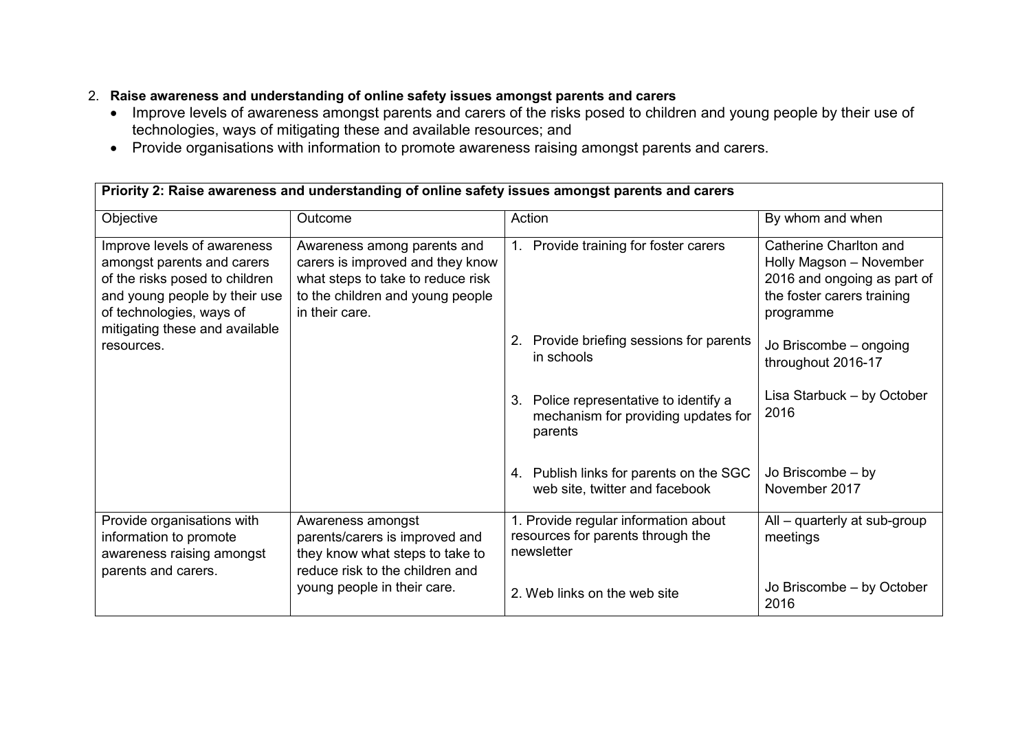2. **Raise awareness and understanding of online safety issues amongst parents and carers**
   - Improve levels of awareness amongst parents and carers of the risks posed to children and young people by their use of technologies, ways of mitigating these and available resources; and
   - Provide organisations with information to promote awareness raising amongst parents and carers.

| **Priority 2: Raise awareness and understanding of online safety issues amongst parents and carers** | | | |
|---|---|---|---|
| Objective | Outcome | Action | By whom and when |
| Improve levels of awareness amongst parents and carers of the risks posed to children and young people by their use of technologies, ways of mitigating these and available resources. | Awareness among parents and carers is improved and they know what steps to take to reduce risk to the children and young people in their care. | 1. Provide training for foster carers | Catherine Charlton and Holly Magson – November 2016 and ongoing as part of the foster carers training programme |
| | | 2. Provide briefing sessions for parents in schools | Jo Briscombe – ongoing throughout 2016-17 |
| | | 3. Police representative to identify a mechanism for providing updates for parents | Lisa Starbuck – by October 2016 |
| | | 4. Publish links for parents on the SGC web site, twitter and facebook | Jo Briscombe – by November 2017 |
| Provide organisations with information to promote awareness raising amongst parents and carers. | Awareness amongst parents/carers is improved and they know what steps to take to reduce risk to the children and young people in their care. | 1. Provide regular information about resources for parents through the newsletter | All – quarterly at sub-group meetings |
| | | 2. Web links on the web site | Jo Briscombe – by October 2016 |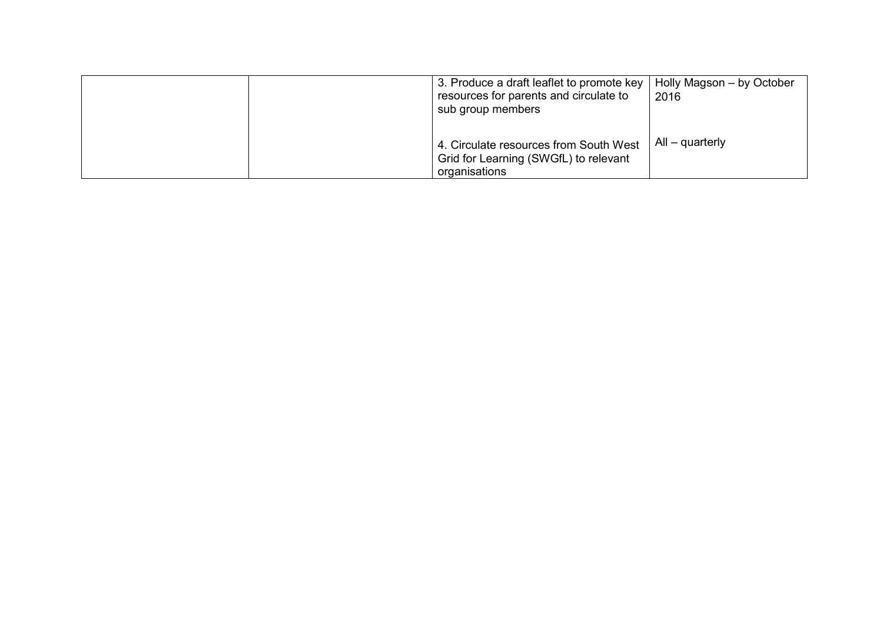| | | | |
|---|---|---|---|
| | | 3. Produce a draft leaflet to promote key resources for parents and circulate to sub group members<br><br>4. Circulate resources from South West Grid for Learning (SWGfL) to relevant organisations | Holly Magson – by October 2016<br><br>All – quarterly |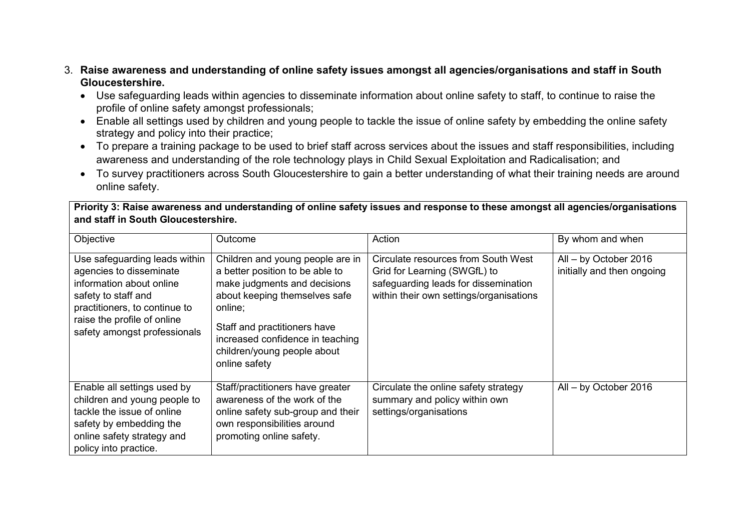3. **Raise awareness and understanding of online safety issues amongst all agencies/organisations and staff in South Gloucestershire.**
   - Use safeguarding leads within agencies to disseminate information about online safety to staff, to continue to raise the profile of online safety amongst professionals;
   - Enable all settings used by children and young people to tackle the issue of online safety by embedding the online safety strategy and policy into their practice;
   - To prepare a training package to be used to brief staff across services about the issues and staff responsibilities, including awareness and understanding of the role technology plays in Child Sexual Exploitation and Radicalisation; and
   - To survey practitioners across South Gloucestershire to gain a better understanding of what their training needs are around online safety.

| **Priority 3: Raise awareness and understanding of online safety issues and response to these amongst all agencies/organisations and staff in South Gloucestershire.** | | | |
|---|---|---|---|
| Objective | Outcome | Action | By whom and when |
| Use safeguarding leads within agencies to disseminate information about online safety to staff and practitioners, to continue to raise the profile of online safety amongst professionals | Children and young people are in a better position to be able to make judgments and decisions about keeping themselves safe online;<br><br>Staff and practitioners have increased confidence in teaching children/young people about online safety | Circulate resources from South West Grid for Learning (SWGfL) to safeguarding leads for dissemination within their own settings/organisations | All – by October 2016 initially and then ongoing |
| Enable all settings used by children and young people to tackle the issue of online safety by embedding the online safety strategy and policy into practice. | Staff/practitioners have greater awareness of the work of the online safety sub-group and their own responsibilities around promoting online safety. | Circulate the online safety strategy summary and policy within own settings/organisations | All – by October 2016 |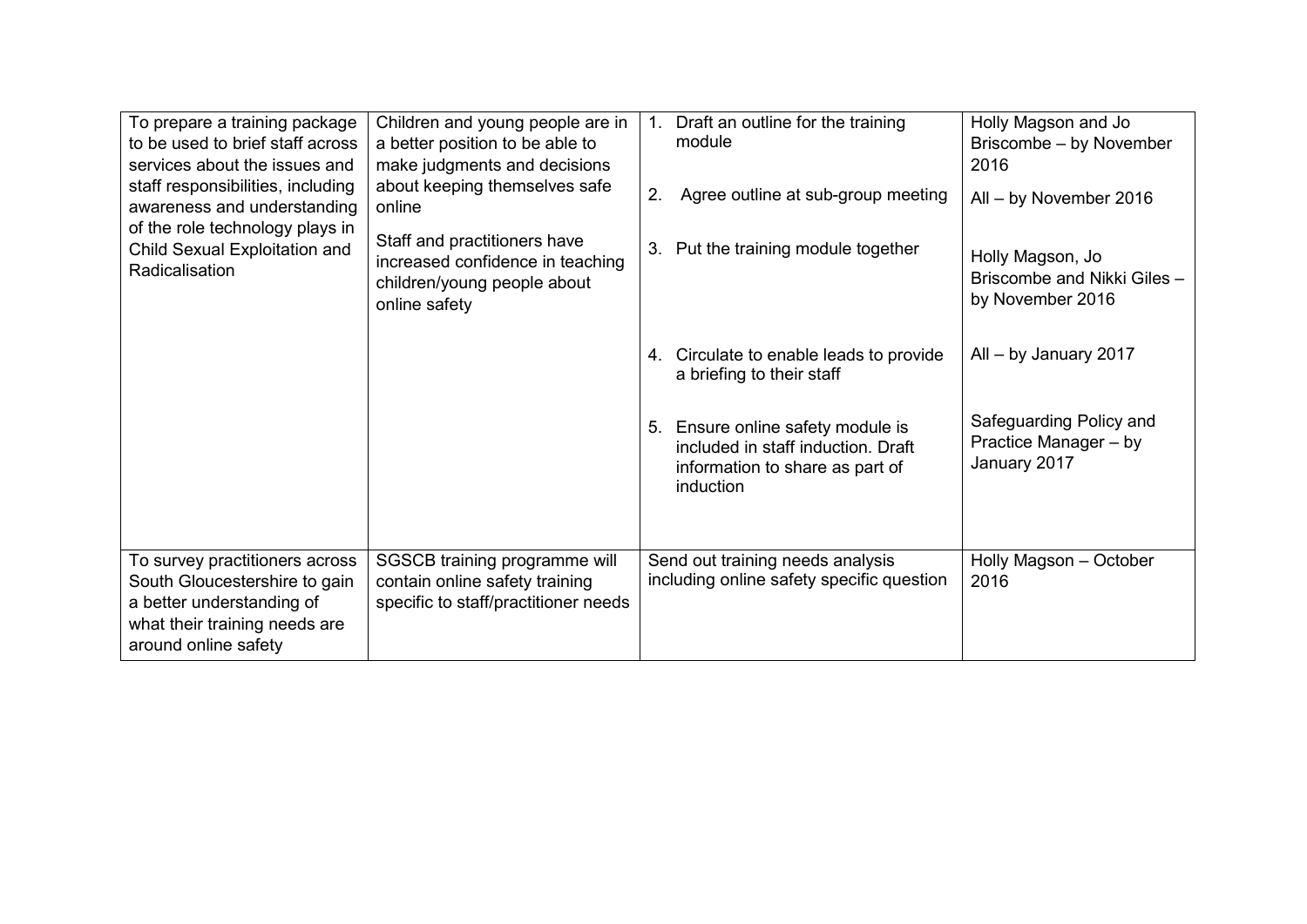| | | | |
|---|---|---|---|
| To prepare a training package to be used to brief staff across services about the issues and staff responsibilities, including awareness and understanding of the role technology plays in Child Sexual Exploitation and Radicalisation | Children and young people are in a better position to be able to make judgments and decisions about keeping themselves safe online<br><br>Staff and practitioners have increased confidence in teaching children/young people about online safety | 1. Draft an outline for the training module<br><br>2. Agree outline at sub-group meeting<br><br>3. Put the training module together<br><br>4. Circulate to enable leads to provide a briefing to their staff<br><br>5. Ensure online safety module is included in staff induction. Draft information to share as part of induction | Holly Magson and Jo Briscombe – by November 2016<br><br>All – by November 2016<br><br>Holly Magson, Jo Briscombe and Nikki Giles – by November 2016<br><br>All – by January 2017<br><br>Safeguarding Policy and Practice Manager – by January 2017 |
| To survey practitioners across South Gloucestershire to gain a better understanding of what their training needs are around online safety | SGSCB training programme will contain online safety training specific to staff/practitioner needs | Send out training needs analysis including online safety specific question | Holly Magson – October 2016 |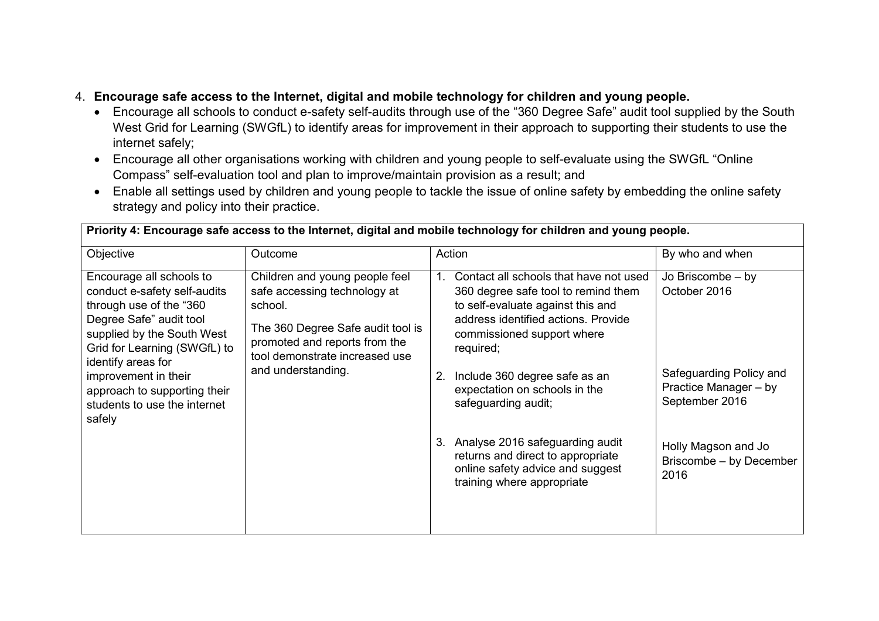4. **Encourage safe access to the Internet, digital and mobile technology for children and young people.**
    - Encourage all schools to conduct e-safety self-audits through use of the "360 Degree Safe" audit tool supplied by the South West Grid for Learning (SWGfL) to identify areas for improvement in their approach to supporting their students to use the internet safely;
    - Encourage all other organisations working with children and young people to self-evaluate using the SWGfL "Online Compass" self-evaluation tool and plan to improve/maintain provision as a result; and
    - Enable all settings used by children and young people to tackle the issue of online safety by embedding the online safety strategy and policy into their practice.

| **Priority 4: Encourage safe access to the Internet, digital and mobile technology for children and young people.** | | | |
|---|---|---|---|
| Objective | Outcome | Action | By who and when |
| Encourage all schools to conduct e-safety self-audits through use of the "360 Degree Safe" audit tool supplied by the South West Grid for Learning (SWGfL) to identify areas for improvement in their approach to supporting their students to use the internet safely | Children and young people feel safe accessing technology at school.<br><br>The 360 Degree Safe audit tool is promoted and reports from the tool demonstrate increased use and understanding. | 1. Contact all schools that have not used 360 degree safe tool to remind them to self-evaluate against this and address identified actions. Provide commissioned support where required; | Jo Briscombe – by October 2016 |
| | | 2. Include 360 degree safe as an expectation on schools in the safeguarding audit; | Safeguarding Policy and Practice Manager – by September 2016 |
| | | 3. Analyse 2016 safeguarding audit returns and direct to appropriate online safety advice and suggest training where appropriate | Holly Magson and Jo Briscombe – by December 2016 |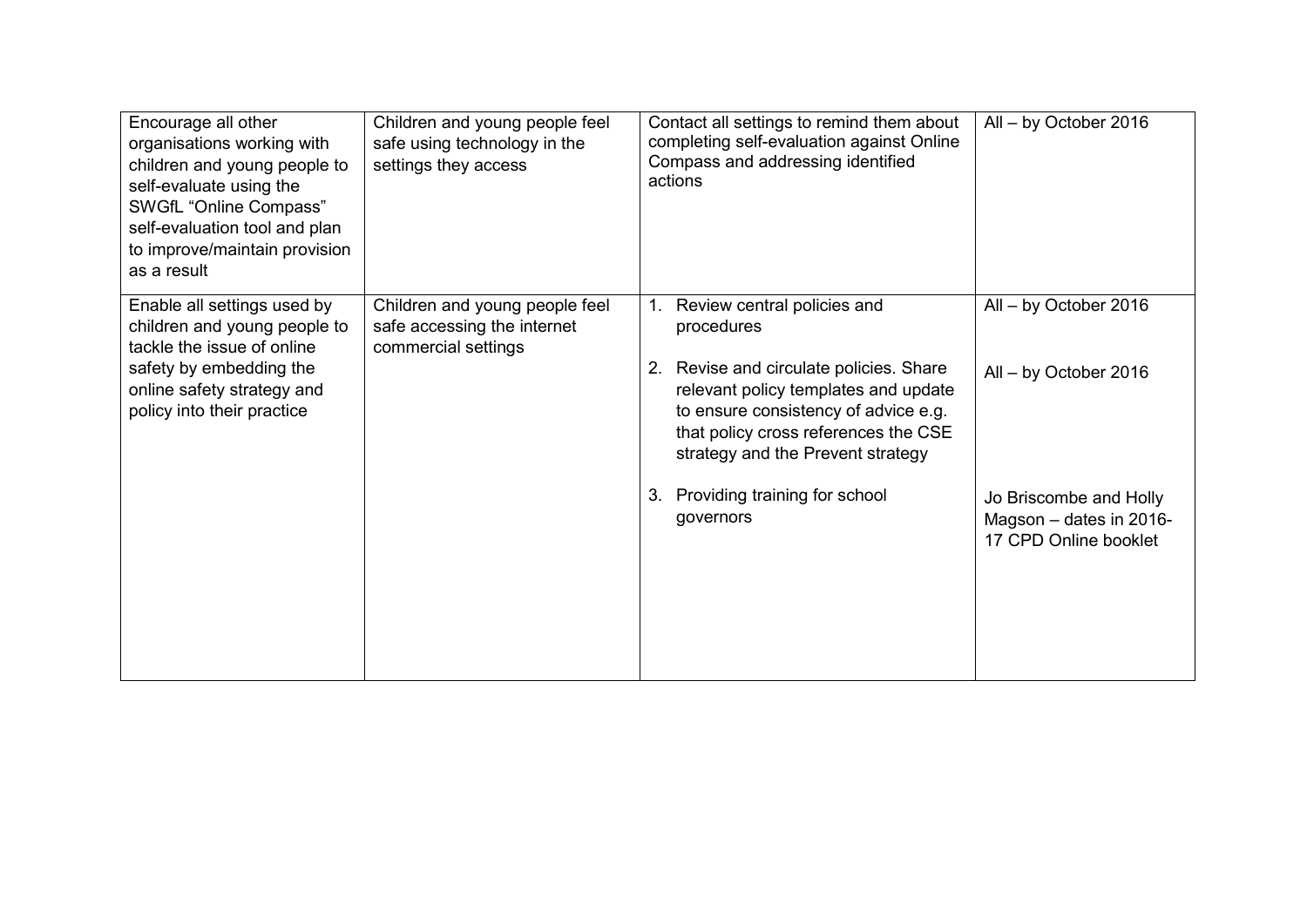| | | | |
|---|---|---|---|
| Encourage all other organisations working with children and young people to self-evaluate using the SWGfL "Online Compass" self-evaluation tool and plan to improve/maintain provision as a result | Children and young people feel safe using technology in the settings they access | Contact all settings to remind them about completing self-evaluation against Online Compass and addressing identified actions | All – by October 2016 |
| Enable all settings used by children and young people to tackle the issue of online safety by embedding the online safety strategy and policy into their practice | Children and young people feel safe accessing the internet commercial settings | 1. Review central policies and procedures<br><br>2. Revise and circulate policies. Share relevant policy templates and update to ensure consistency of advice e.g. that policy cross references the CSE strategy and the Prevent strategy<br><br>3. Providing training for school governors | All – by October 2016<br><br>All – by October 2016<br><br>Jo Briscombe and Holly Magson – dates in 2016-17 CPD Online booklet |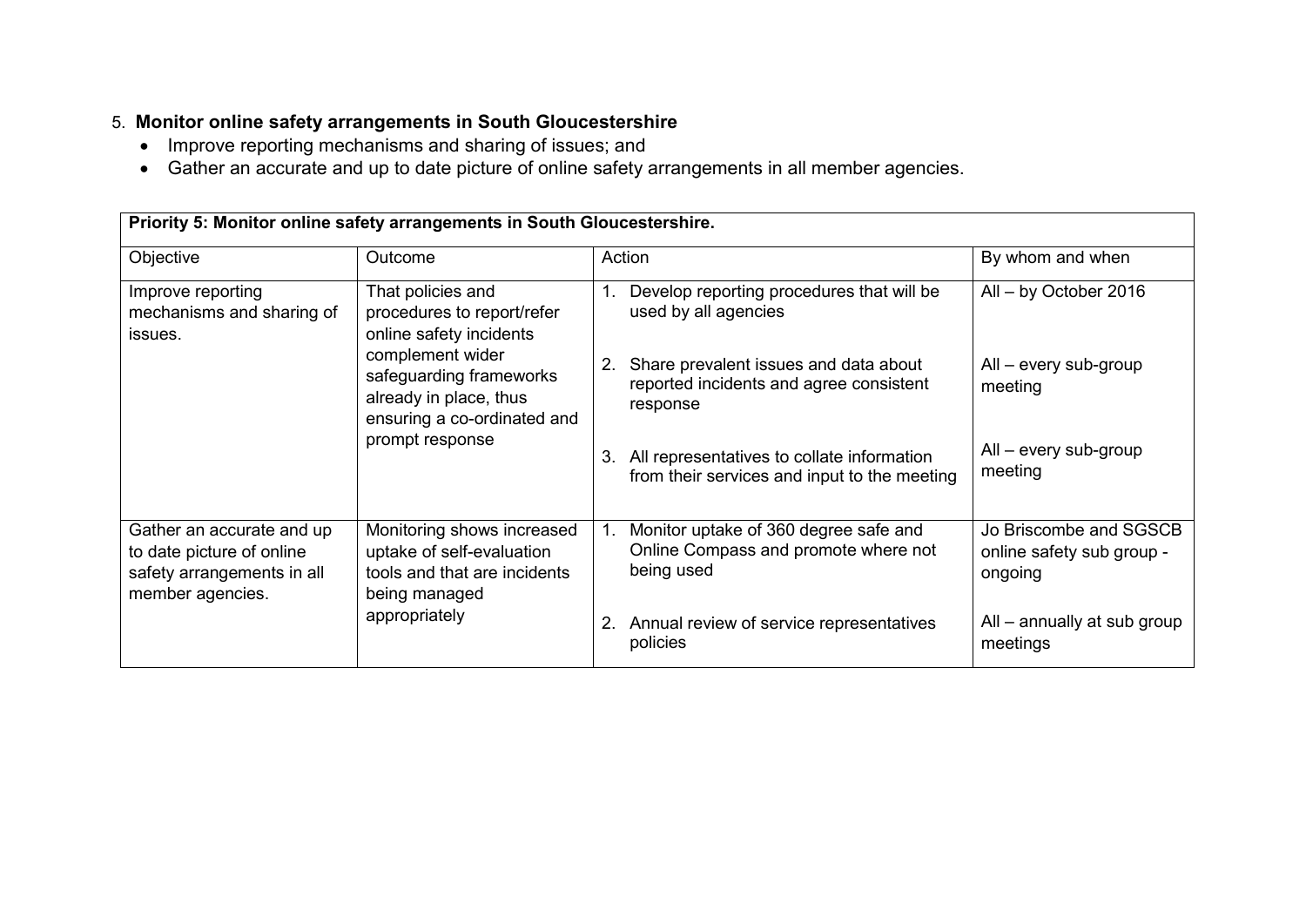5. **Monitor online safety arrangements in South Gloucestershire**
   - Improve reporting mechanisms and sharing of issues; and
   - Gather an accurate and up to date picture of online safety arrangements in all member agencies.

| **Priority 5: Monitor online safety arrangements in South Gloucestershire.** | | | |
|---|---|---|---|
| Objective | Outcome | Action | By whom and when |
| Improve reporting mechanisms and sharing of issues. | That policies and procedures to report/refer online safety incidents complement wider safeguarding frameworks already in place, thus ensuring a co-ordinated and prompt response | 1. Develop reporting procedures that will be used by all agencies | All – by October 2016 |
| | | 2. Share prevalent issues and data about reported incidents and agree consistent response | All – every sub-group meeting |
| | | 3. All representatives to collate information from their services and input to the meeting | All – every sub-group meeting |
| Gather an accurate and up to date picture of online safety arrangements in all member agencies. | Monitoring shows increased uptake of self-evaluation tools and that are incidents being managed appropriately | 1. Monitor uptake of 360 degree safe and Online Compass and promote where not being used | Jo Briscombe and SGSCB online safety sub group - ongoing |
| | | 2. Annual review of service representatives policies | All – annually at sub group meetings |